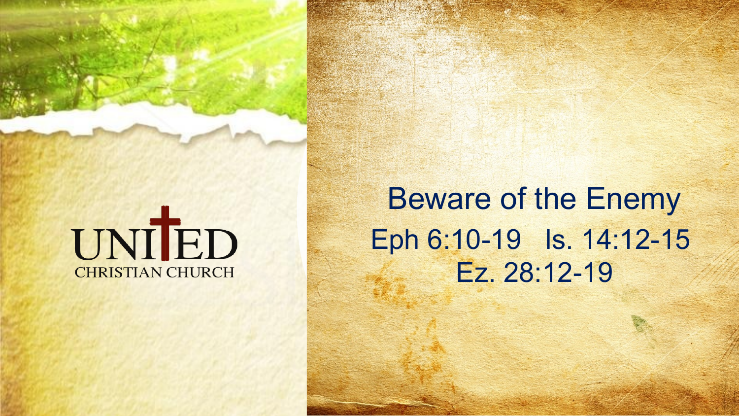UNITED
CHRISTIAN CHURCH

# Beware of the Enemy

Eph 6:10-19 Is. 14:12-15

Ez. 28:12-19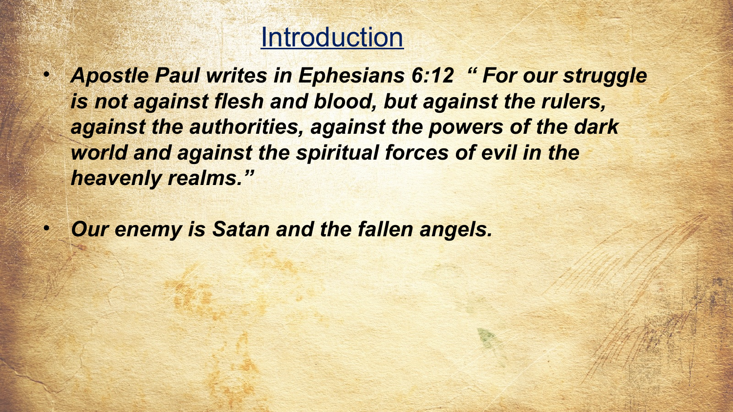## Introduction

- ***Apostle Paul writes in Ephesians 6:12 " For our struggle is not against flesh and blood, but against the rulers, against the authorities, against the powers of the dark world and against the spiritual forces of evil in the heavenly realms."***
- ***Our enemy is Satan and the fallen angels.***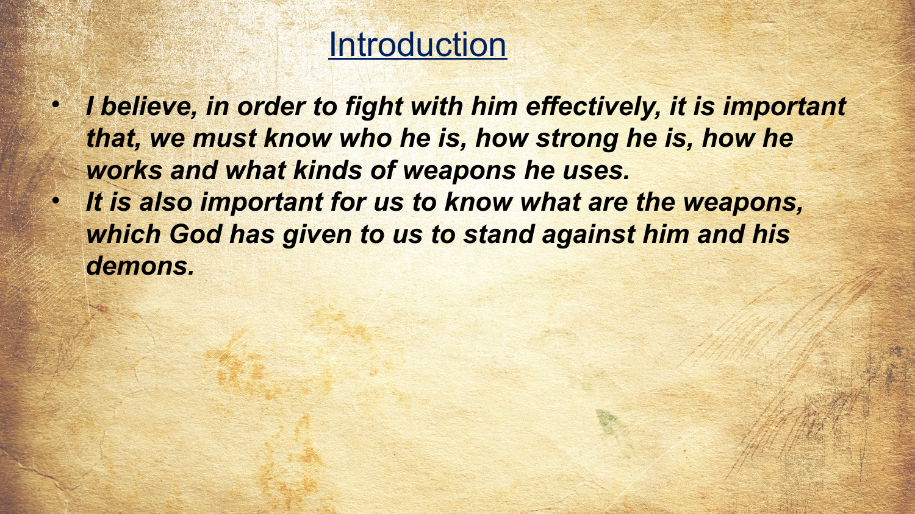# Introduction

- ***I believe, in order to fight with him effectively, it is important that, we must know who he is, how strong he is, how he works and what kinds of weapons he uses.***
- ***It is also important for us to know what are the weapons, which God has given to us to stand against him and his demons.***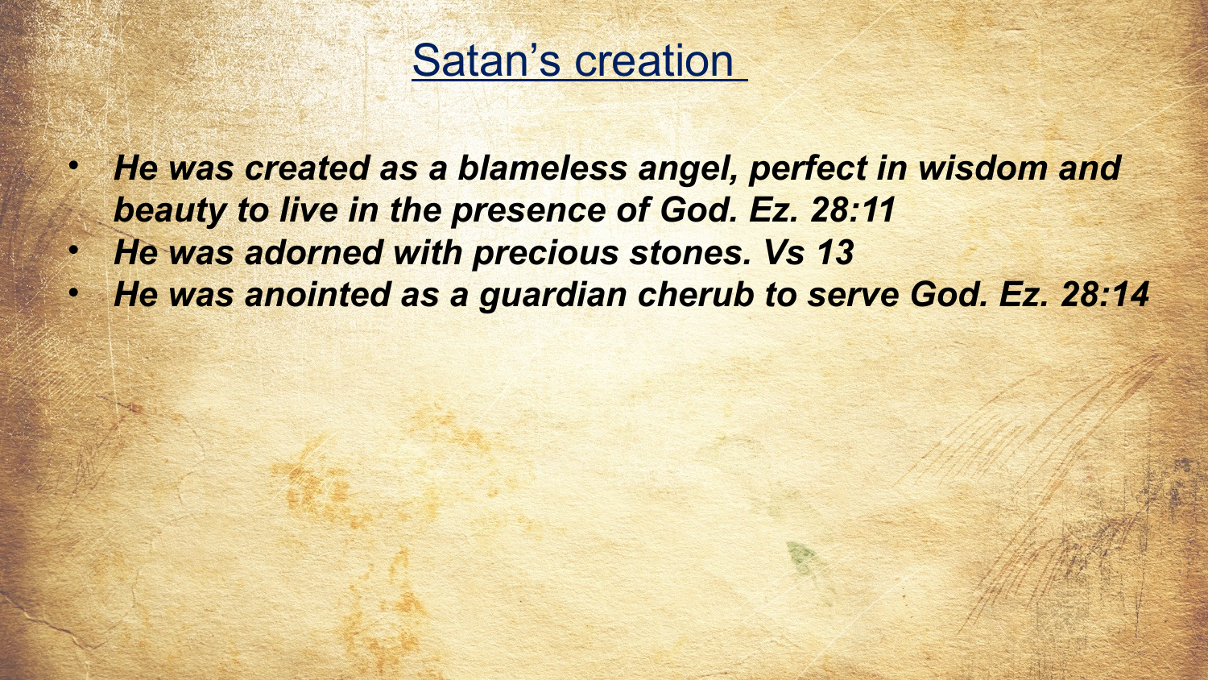# Satan's creation

- ***He was created as a blameless angel, perfect in wisdom and beauty to live in the presence of God. Ez. 28:11***
- ***He was adorned with precious stones. Vs 13***
- ***He was anointed as a guardian cherub to serve God. Ez. 28:14***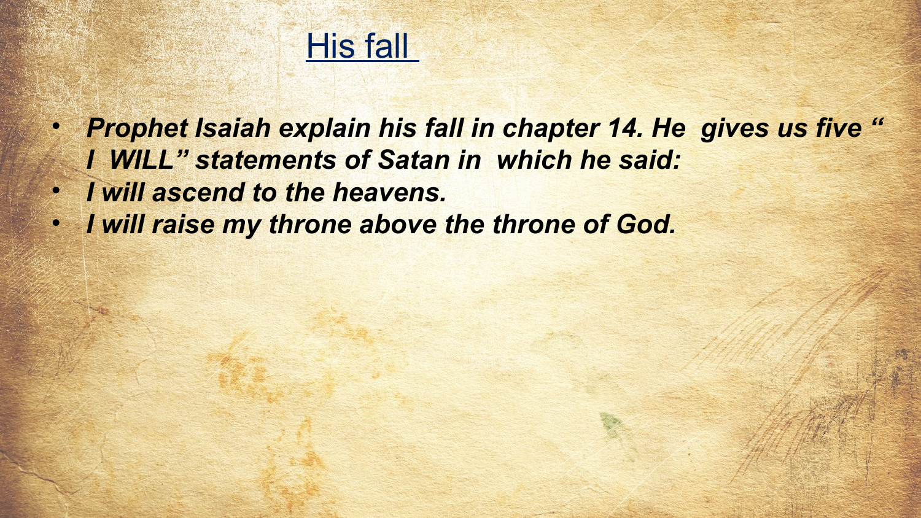## His fall

- ***Prophet Isaiah explain his fall in chapter 14. He gives us five " I WILL" statements of Satan in which he said:***
- ***I will ascend to the heavens.***
- ***I will raise my throne above the throne of God.***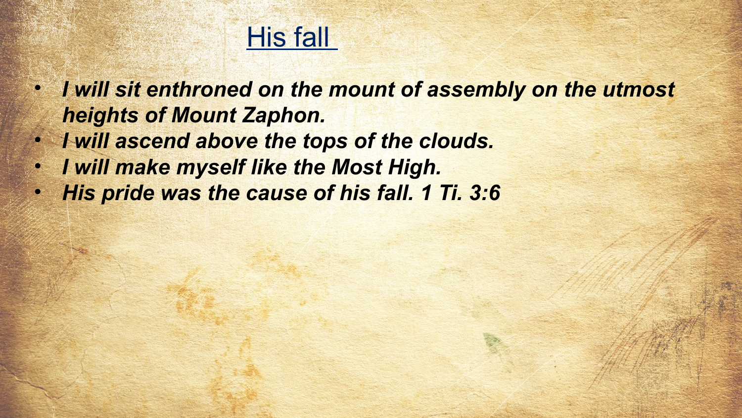## His fall

- ***I will sit enthroned on the mount of assembly on the utmost heights of Mount Zaphon.***
- ***I will ascend above the tops of the clouds.***
- ***I will make myself like the Most High.***
- ***His pride was the cause of his fall. 1 Ti. 3:6***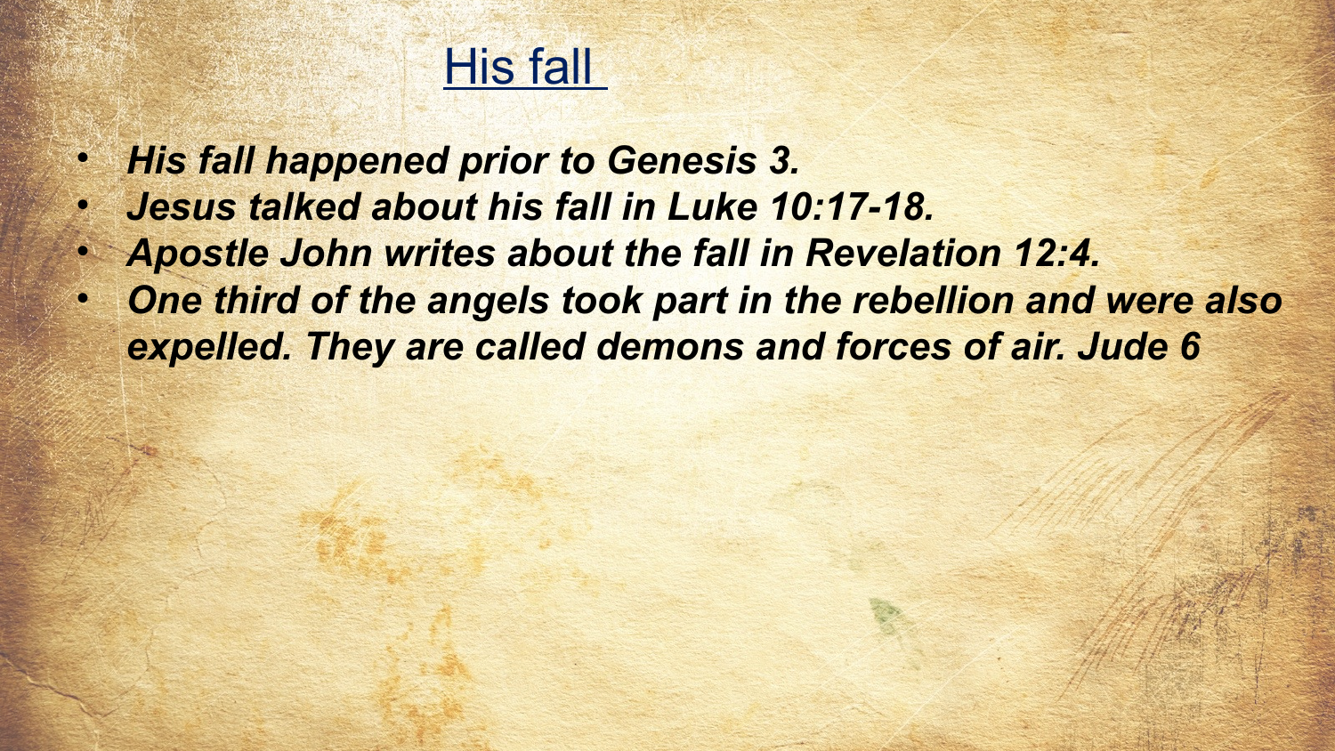## His fall

- ***His fall happened prior to Genesis 3.***
- ***Jesus talked about his fall in Luke 10:17-18.***
- ***Apostle John writes about the fall in Revelation 12:4.***
- ***One third of the angels took part in the rebellion and were also expelled. They are called demons and forces of air. Jude 6***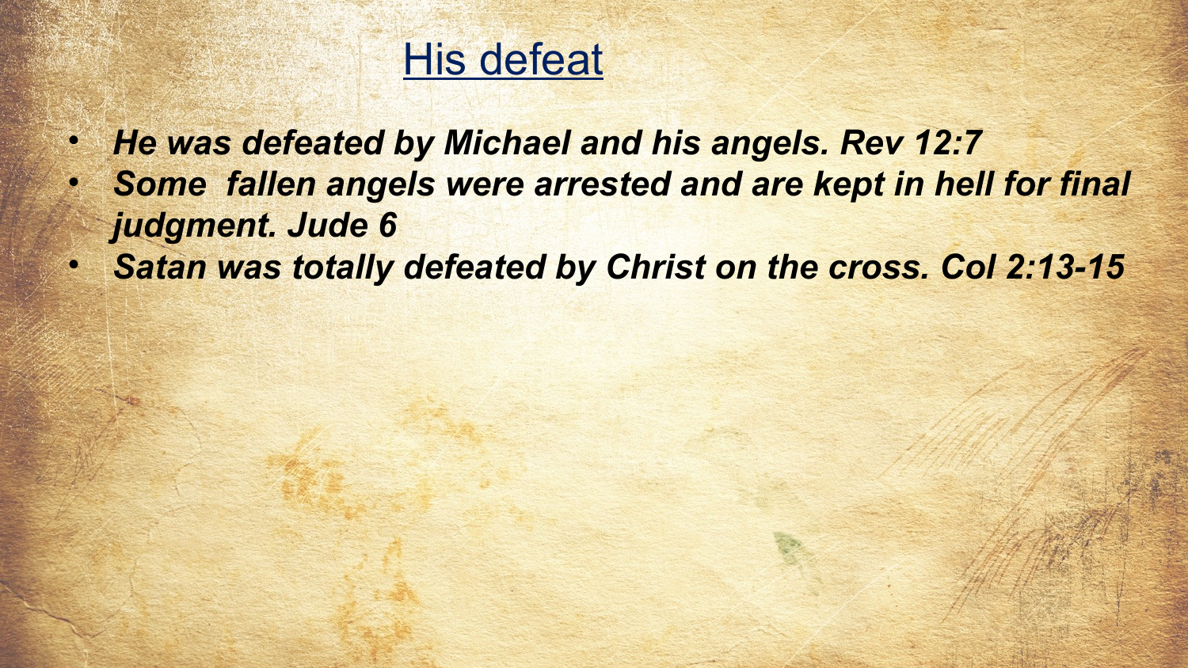## His defeat

- ***He was defeated by Michael and his angels. Rev 12:7***
- ***Some fallen angels were arrested and are kept in hell for final judgment. Jude 6***
- ***Satan was totally defeated by Christ on the cross. Col 2:13-15***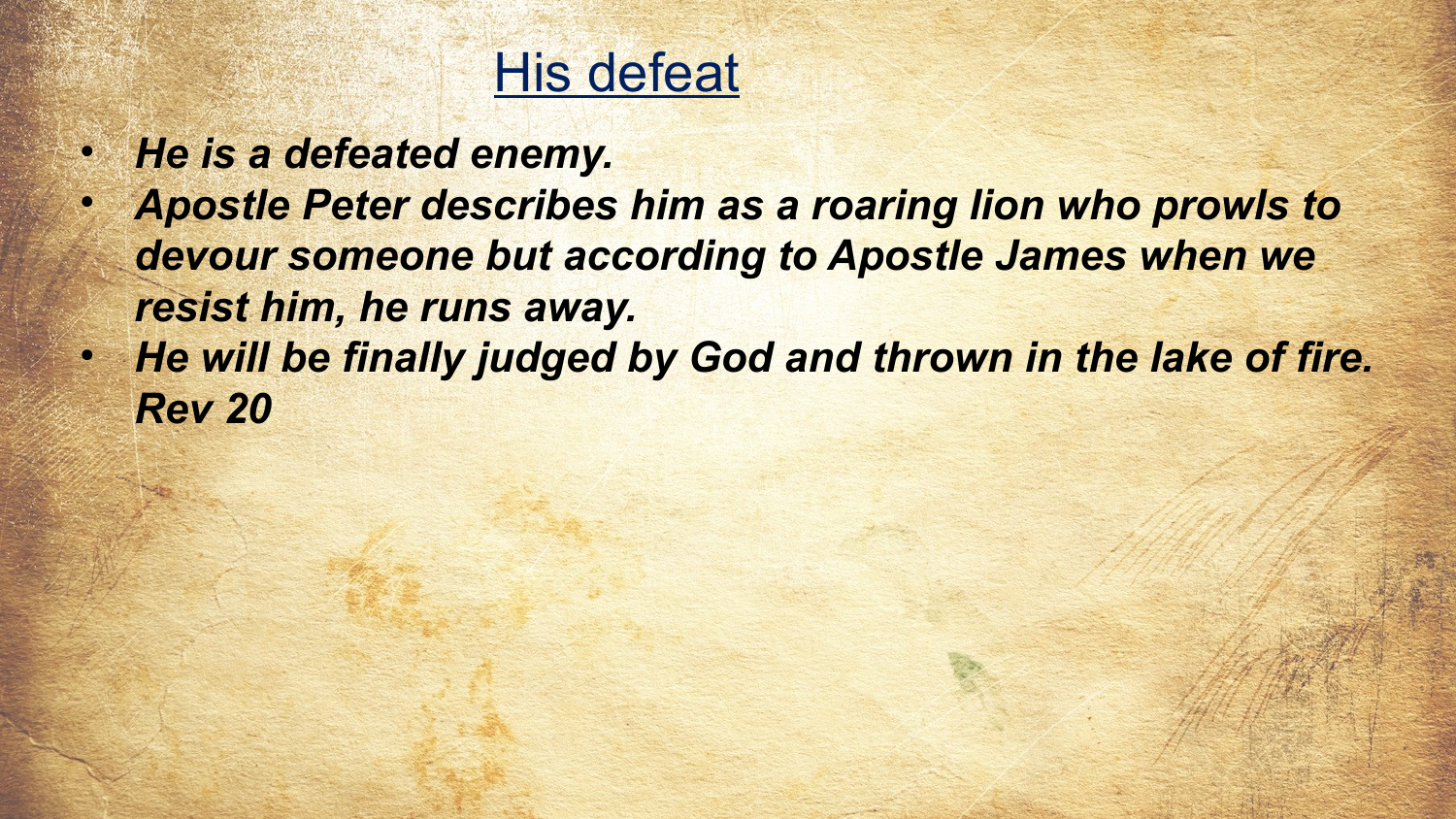## His defeat

- ***He is a defeated enemy.***
- ***Apostle Peter describes him as a roaring lion who prowls to devour someone but according to Apostle James when we resist him, he runs away.***
- ***He will be finally judged by God and thrown in the lake of fire. Rev 20***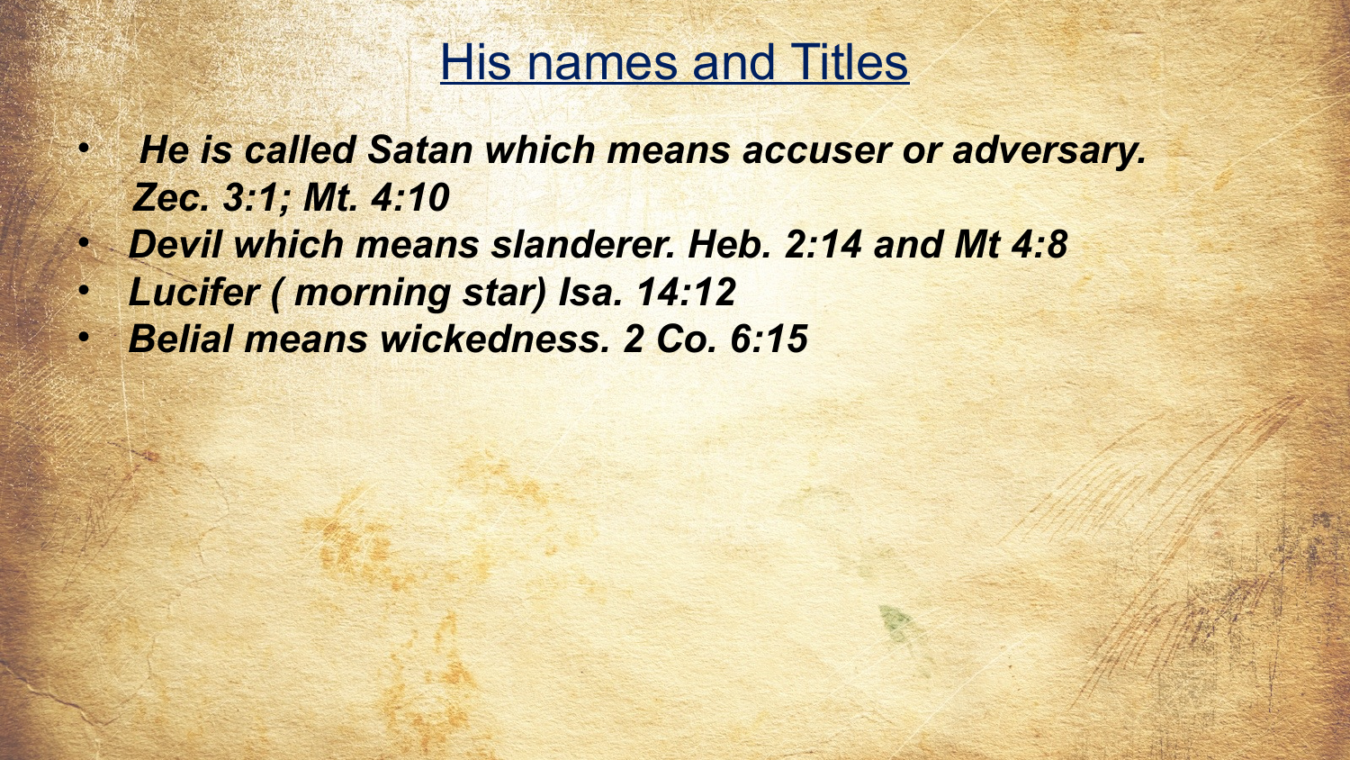## His names and Titles

- ***He is called Satan which means accuser or adversary. Zec. 3:1; Mt. 4:10***
- ***Devil which means slanderer. Heb. 2:14 and Mt 4:8***
- ***Lucifer ( morning star) Isa. 14:12***
- ***Belial means wickedness. 2 Co. 6:15***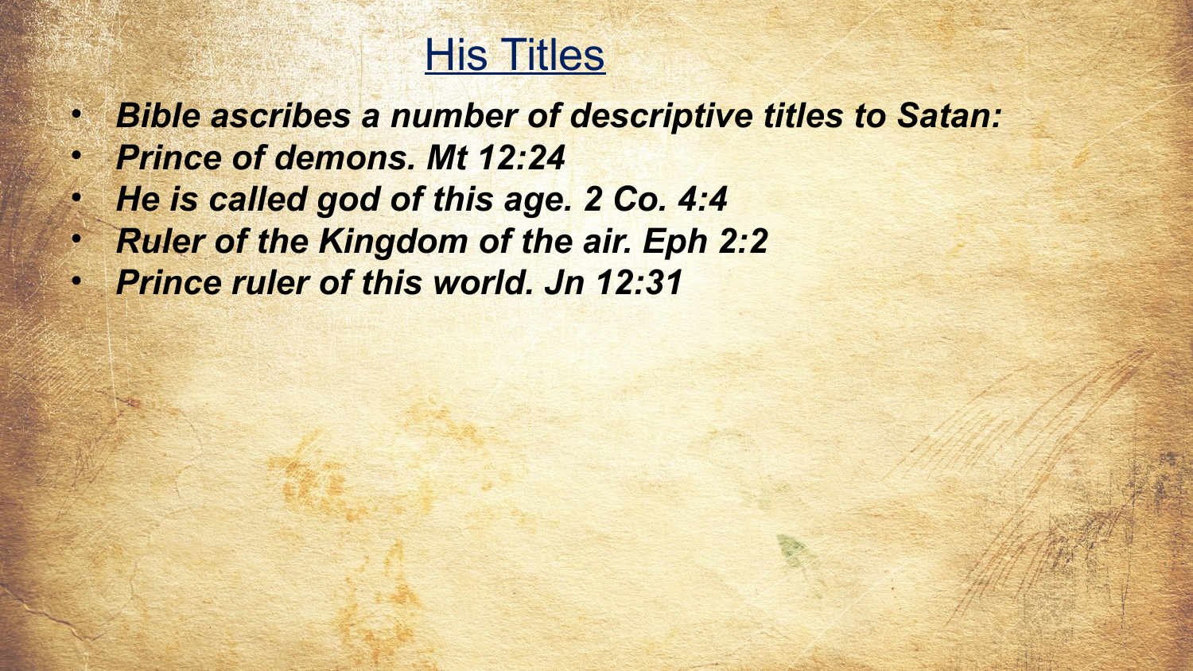# His Titles

- ***Bible ascribes a number of descriptive titles to Satan:***
- ***Prince of demons. Mt 12:24***
- ***He is called god of this age. 2 Co. 4:4***
- ***Ruler of the Kingdom of the air. Eph 2:2***
- ***Prince ruler of this world. Jn 12:31***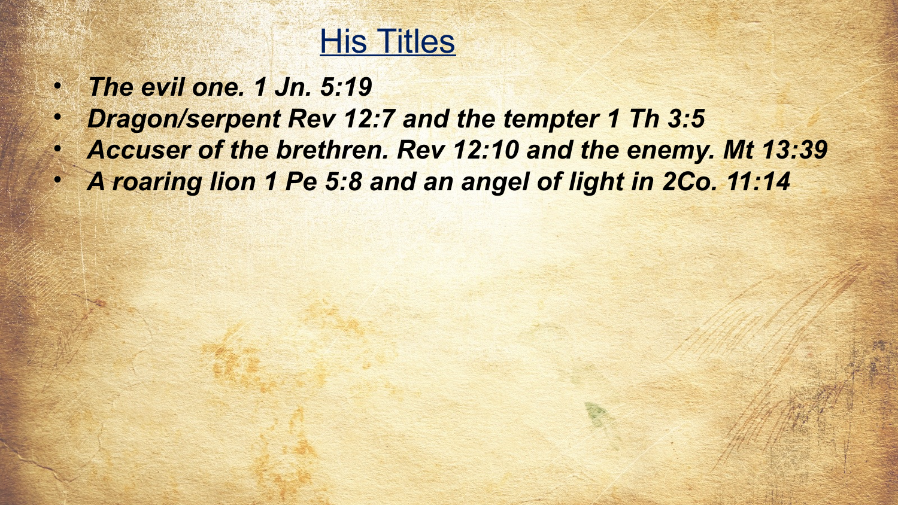## His Titles

- ***The evil one. 1 Jn. 5:19***
- ***Dragon/serpent Rev 12:7 and the tempter 1 Th 3:5***
- ***Accuser of the brethren. Rev 12:10 and the enemy. Mt 13:39***
- ***A roaring lion 1 Pe 5:8 and an angel of light in 2Co. 11:14***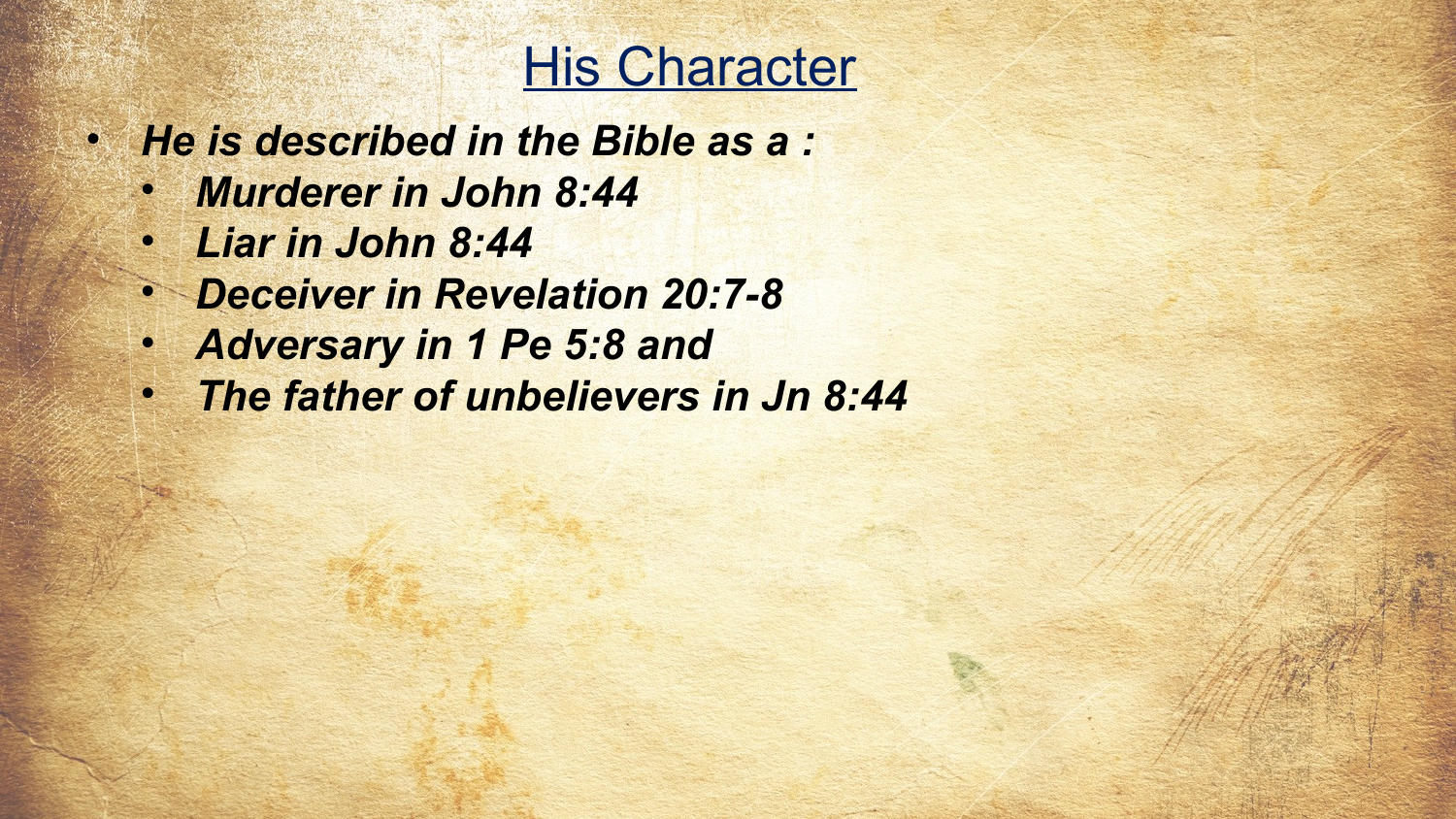# His Character

- ***He is described in the Bible as a :***
  - ***Murderer in John 8:44***
  - ***Liar in John 8:44***
  - ***Deceiver in Revelation 20:7-8***
  - ***Adversary in 1 Pe 5:8 and***
  - ***The father of unbelievers in Jn 8:44***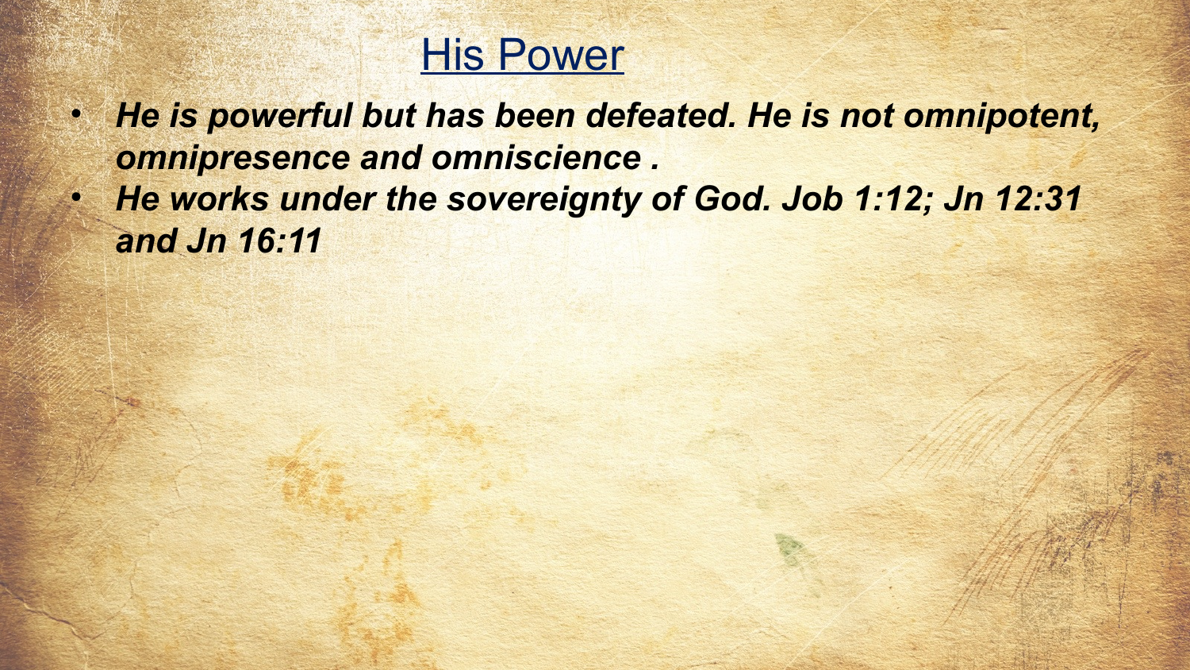## His Power

- ***He is powerful but has been defeated. He is not omnipotent, omnipresence and omniscience .***
- ***He works under the sovereignty of God. Job 1:12; Jn 12:31 and Jn 16:11***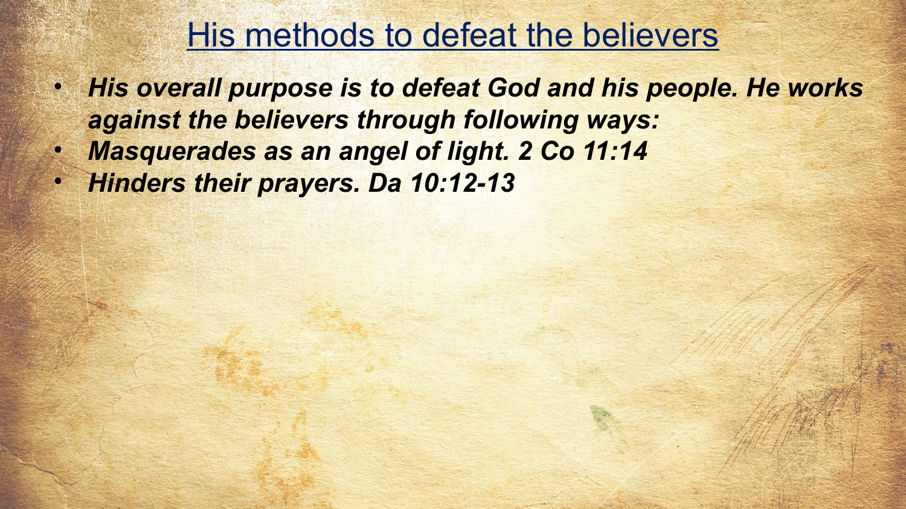# His methods to defeat the believers

- ***His overall purpose is to defeat God and his people. He works against the believers through following ways:***
- ***Masquerades as an angel of light. 2 Co 11:14***
- ***Hinders their prayers. Da 10:12-13***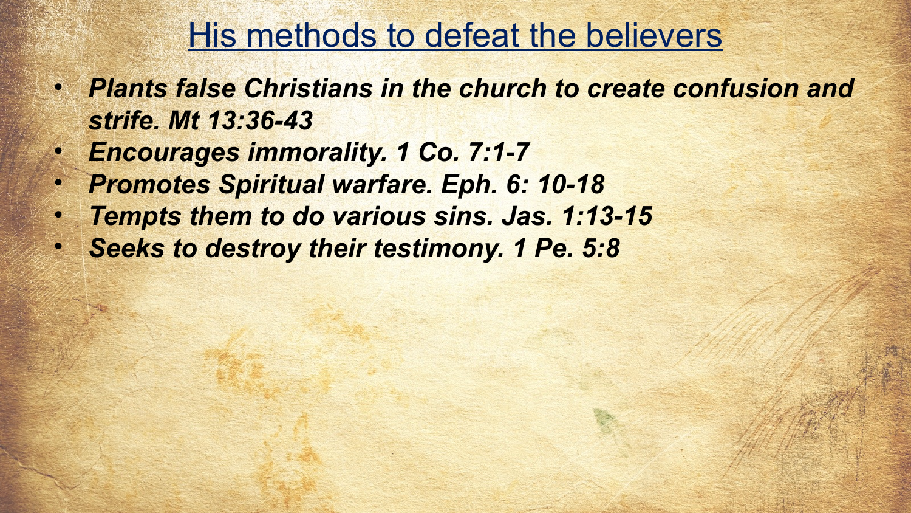## His methods to defeat the believers

- ***Plants false Christians in the church to create confusion and strife. Mt 13:36-43***
- ***Encourages immorality. 1 Co. 7:1-7***
- ***Promotes Spiritual warfare. Eph. 6: 10-18***
- ***Tempts them to do various sins. Jas. 1:13-15***
- ***Seeks to destroy their testimony. 1 Pe. 5:8***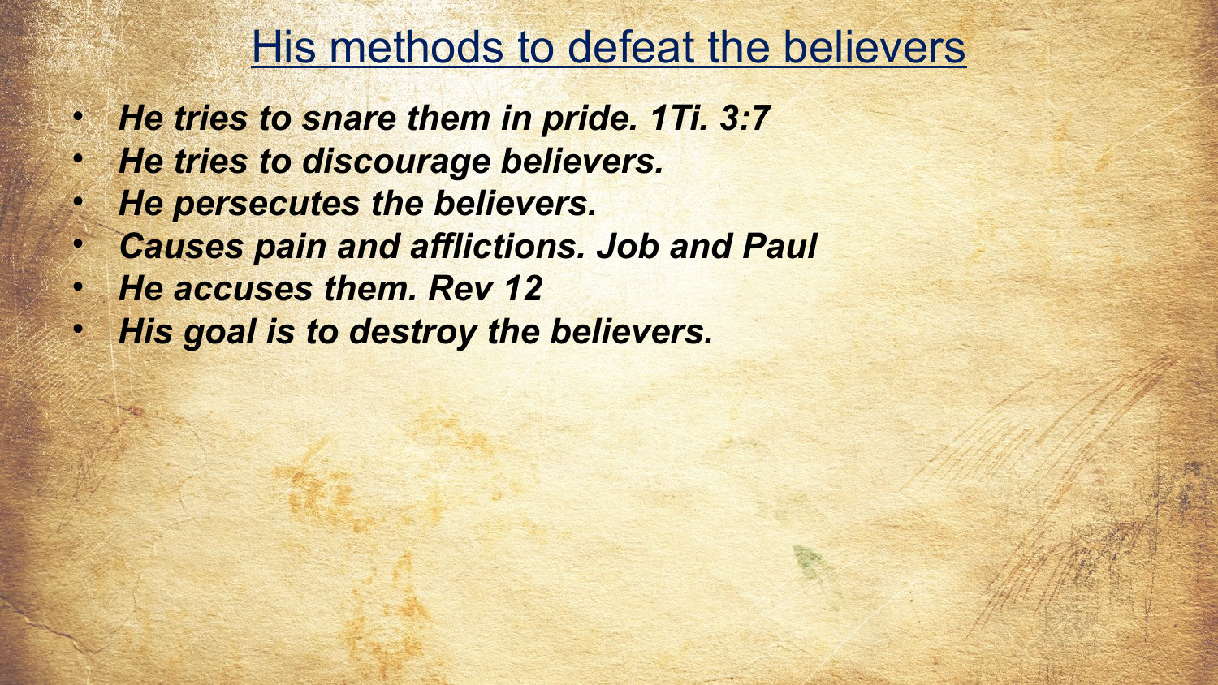# His methods to defeat the believers

- ***He tries to snare them in pride. 1Ti. 3:7***
- ***He tries to discourage believers.***
- ***He persecutes the believers.***
- ***Causes pain and afflictions. Job and Paul***
- ***He accuses them. Rev 12***
- ***His goal is to destroy the believers.***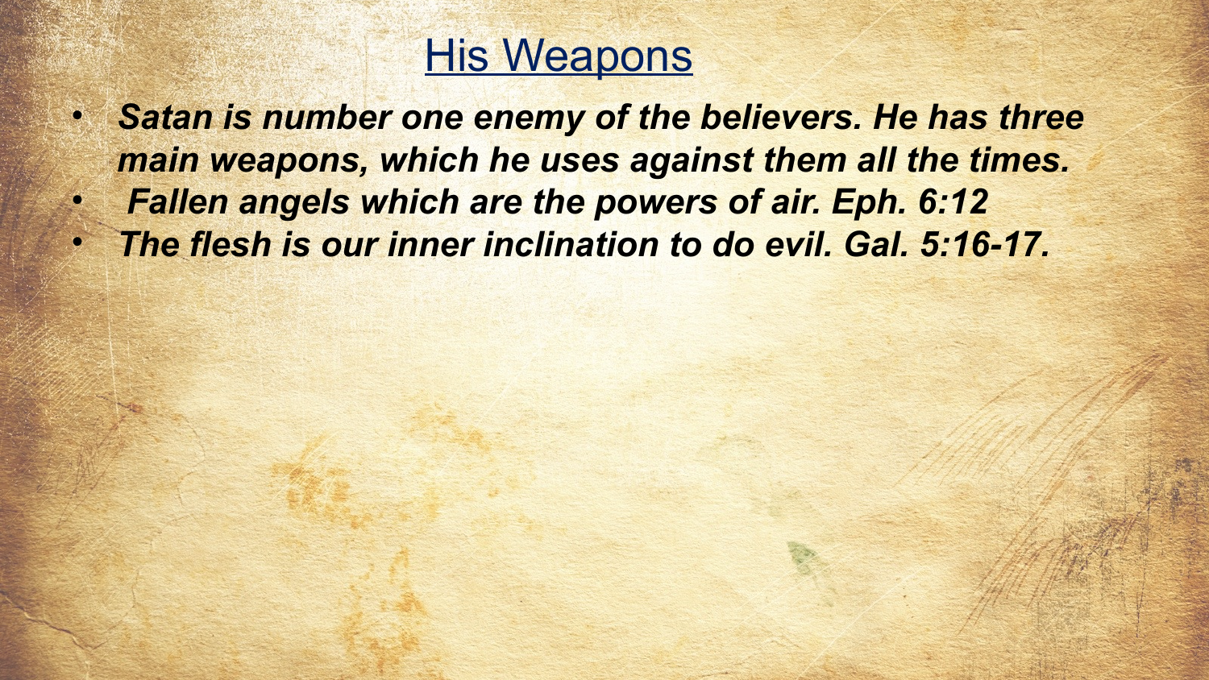# His Weapons

- ***Satan is number one enemy of the believers. He has three main weapons, which he uses against them all the times.***
- ***Fallen angels which are the powers of air. Eph. 6:12***
- ***The flesh is our inner inclination to do evil. Gal. 5:16-17.***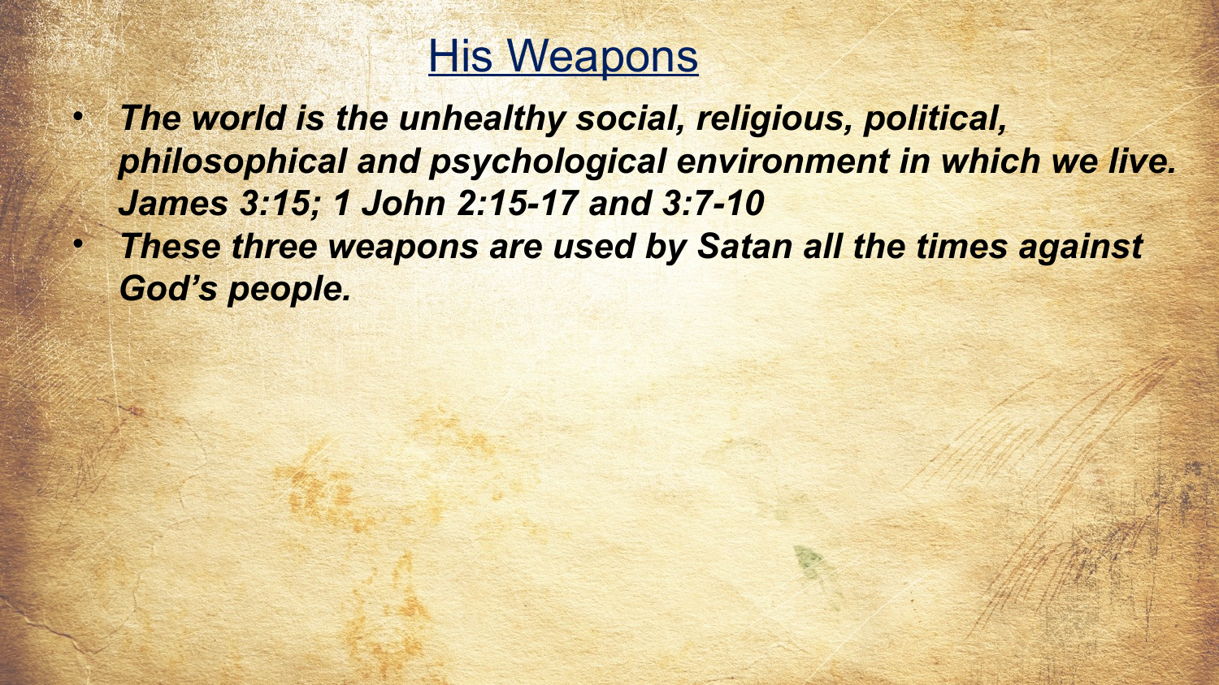# His Weapons

- ***The world is the unhealthy social, religious, political, philosophical and psychological environment in which we live. James 3:15; 1 John 2:15-17 and 3:7-10***
- ***These three weapons are used by Satan all the times against God's people.***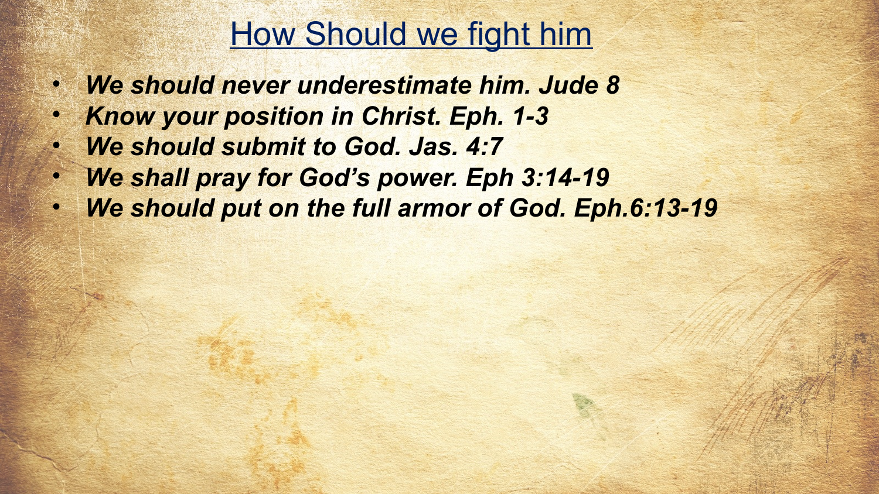# How Should we fight him

- ***We should never underestimate him. Jude 8***
- ***Know your position in Christ. Eph. 1-3***
- ***We should submit to God. Jas. 4:7***
- ***We shall pray for God's power. Eph 3:14-19***
- ***We should put on the full armor of God. Eph.6:13-19***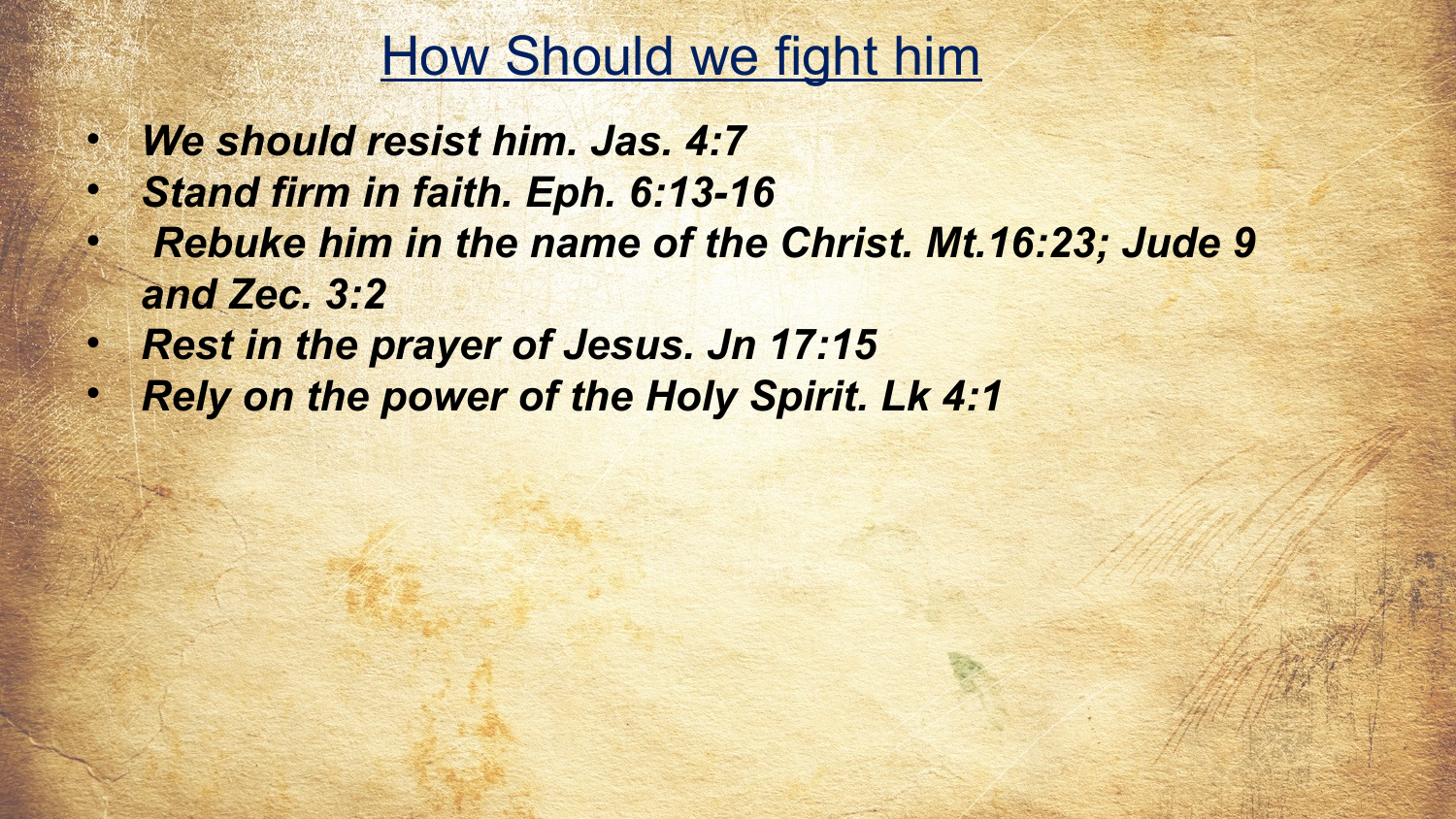# How Should we fight him

- ***We should resist him. Jas. 4:7***
- ***Stand firm in faith. Eph. 6:13-16***
- ***Rebuke him in the name of the Christ. Mt.16:23; Jude 9 and Zec. 3:2***
- ***Rest in the prayer of Jesus. Jn 17:15***
- ***Rely on the power of the Holy Spirit. Lk 4:1***